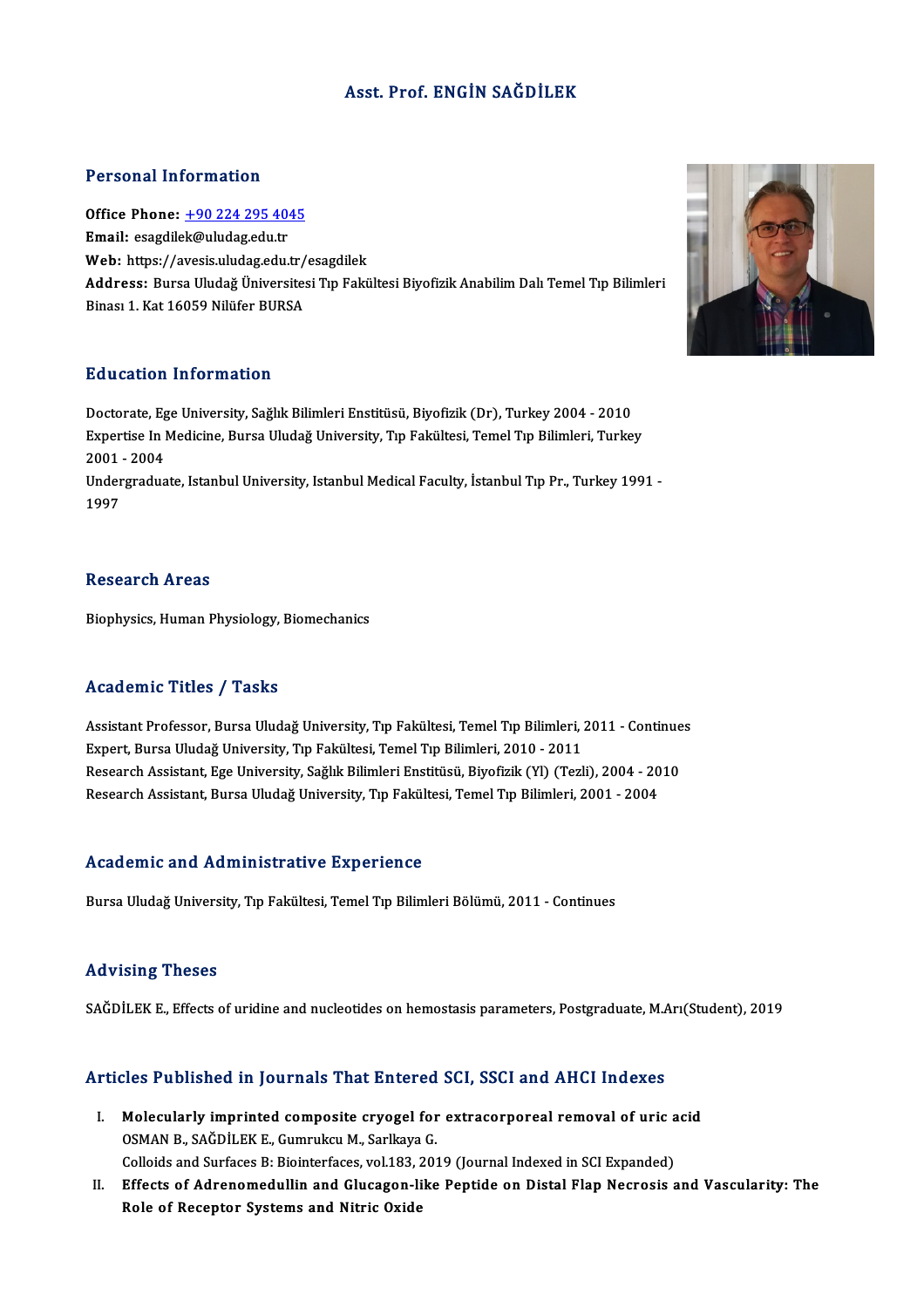# Asst. Prof. ENGİN SAĞDİLEK

## Personal Information

**Office Phone:** +90 224 295 4045
**Email:** esagdilek@uludag.edu.tr
**Web:** https://avesis.uludag.edu.tr/esagdilek
**Address:** Bursa Uludağ Üniversitesi Tıp Fakültesi Biyofizik Anabilim Dalı Temel Tıp Bilimleri Binası 1. Kat 16059 Nilüfer BURSA

## Education Information

Doctorate, Ege University, Sağlık Bilimleri Enstitüsü, Biyofizik (Dr), Turkey 2004 - 2010
Expertise In Medicine, Bursa Uludağ University, Tıp Fakültesi, Temel Tıp Bilimleri, Turkey 2001 - 2004
Undergraduate, Istanbul University, Istanbul Medical Faculty, İstanbul Tıp Pr., Turkey 1991 - 1997

## Research Areas

Biophysics, Human Physiology, Biomechanics

## Academic Titles / Tasks

Assistant Professor, Bursa Uludağ University, Tıp Fakültesi, Temel Tıp Bilimleri, 2011 - Continues
Expert, Bursa Uludağ University, Tıp Fakültesi, Temel Tıp Bilimleri, 2010 - 2011
Research Assistant, Ege University, Sağlık Bilimleri Enstitüsü, Biyofizik (Yl) (Tezli), 2004 - 2010
Research Assistant, Bursa Uludağ University, Tıp Fakültesi, Temel Tıp Bilimleri, 2001 - 2004

## Academic and Administrative Experience

Bursa Uludağ University, Tıp Fakültesi, Temel Tıp Bilimleri Bölümü, 2011 - Continues

## Advising Theses

SAĞDİLEK E., Effects of uridine and nucleotides on hemostasis parameters, Postgraduate, M.Arı(Student), 2019

## Articles Published in Journals That Entered SCI, SSCI and AHCI Indexes

I. **Molecularly imprinted composite cryogel for extracorporeal removal of uric acid**
OSMAN B., SAĞDİLEK E., Gumrukcu M., Sarlkaya G.
Colloids and Surfaces B: Biointerfaces, vol.183, 2019 (Journal Indexed in SCI Expanded)

II. **Effects of Adrenomedullin and Glucagon-like Peptide on Distal Flap Necrosis and Vascularity: The Role of Receptor Systems and Nitric Oxide**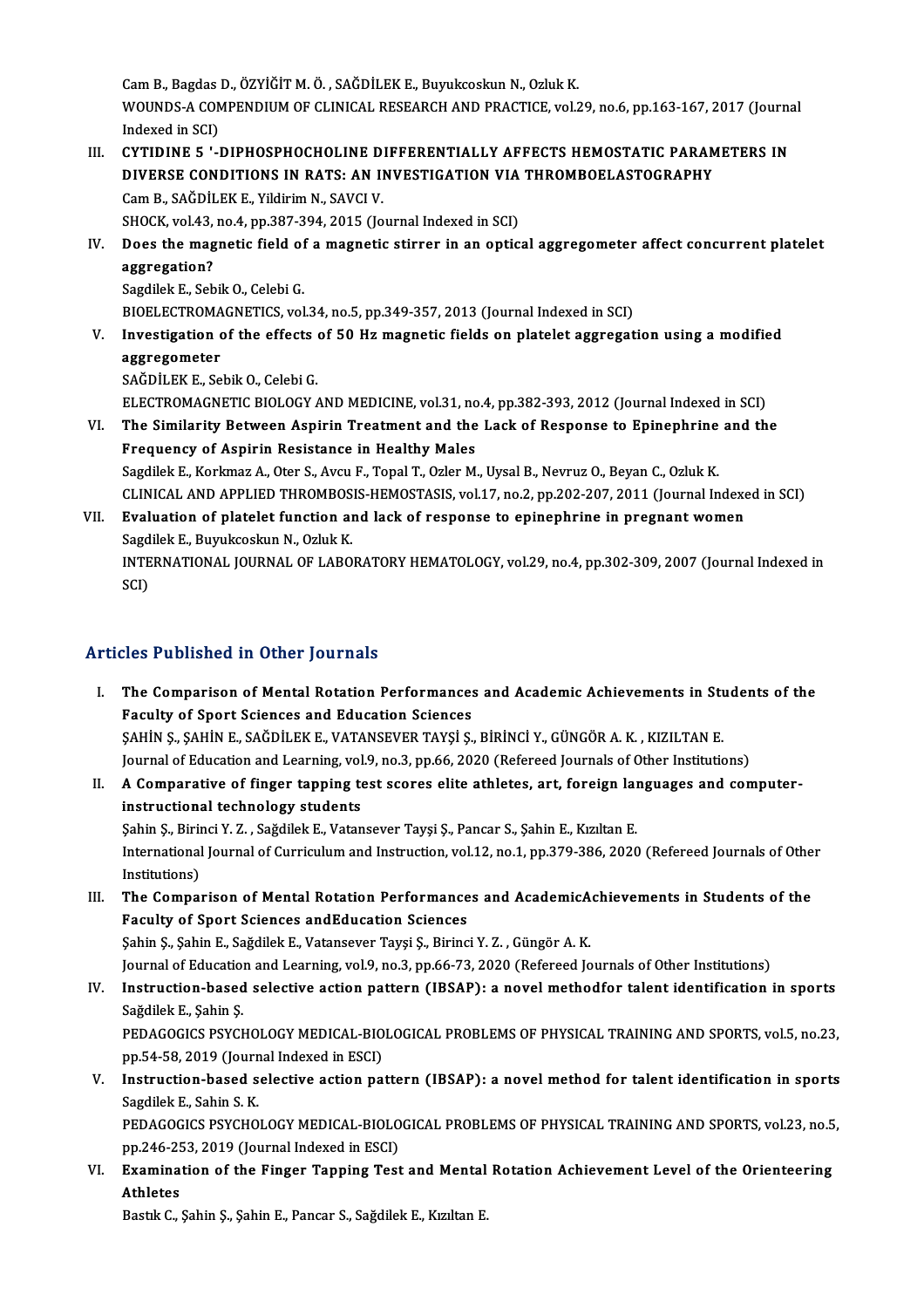Cam B., Bagdas D., ÖZYİĞİT M. Ö. , SAĞDİLEK E., Buyukcoskun N., Ozluk K.
WOUNDS-A COMPENDIUM OF CLINICAL RESEARCH AND PRACTICE, vol.29, no.6, pp.163-167, 2017 (Journal Indexed in SCI)

III. **CYTIDINE 5 '-DIPHOSPHOCHOLINE DIFFERENTIALLY AFFECTS HEMOSTATIC PARAMETERS IN DIVERSE CONDITIONS IN RATS: AN INVESTIGATION VIA THROMBOELASTOGRAPHY**
Cam B., SAĞDİLEK E., Yildirim N., SAVCI V.
SHOCK, vol.43, no.4, pp.387-394, 2015 (Journal Indexed in SCI)

IV. **Does the magnetic field of a magnetic stirrer in an optical aggregometer affect concurrent platelet aggregation?**
Sagdilek E., Sebik O., Celebi G.
BIOELECTROMAGNETICS, vol.34, no.5, pp.349-357, 2013 (Journal Indexed in SCI)

V. **Investigation of the effects of 50 Hz magnetic fields on platelet aggregation using a modified aggregometer**
SAĞDİLEK E., Sebik O., Celebi G.
ELECTROMAGNETIC BIOLOGY AND MEDICINE, vol.31, no.4, pp.382-393, 2012 (Journal Indexed in SCI)

VI. **The Similarity Between Aspirin Treatment and the Lack of Response to Epinephrine and the Frequency of Aspirin Resistance in Healthy Males**
Sagdilek E., Korkmaz A., Oter S., Avcu F., Topal T., Ozler M., Uysal B., Nevruz O., Beyan C., Ozluk K.
CLINICAL AND APPLIED THROMBOSIS-HEMOSTASIS, vol.17, no.2, pp.202-207, 2011 (Journal Indexed in SCI)

VII. **Evaluation of platelet function and lack of response to epinephrine in pregnant women**
Sagdilek E., Buyukcoskun N., Ozluk K.
INTERNATIONAL JOURNAL OF LABORATORY HEMATOLOGY, vol.29, no.4, pp.302-309, 2007 (Journal Indexed in SCI)

## Articles Published in Other Journals

I. **The Comparison of Mental Rotation Performances and Academic Achievements in Students of the Faculty of Sport Sciences and Education Sciences**
ŞAHİN Ş., ŞAHİN E., SAĞDİLEK E., VATANSEVER TAYŞİ Ş., BİRİNCİ Y., GÜNGÖR A. K. , KIZILTAN E.
Journal of Education and Learning, vol.9, no.3, pp.66, 2020 (Refereed Journals of Other Institutions)

II. **A Comparative of finger tapping test scores elite athletes, art, foreign languages and computer-instructional technology students**
Şahin Ş., Birinci Y. Z. , Sağdilek E., Vatansever Tayşi Ş., Pancar S., Şahin E., Kızıltan E.
International Journal of Curriculum and Instruction, vol.12, no.1, pp.379-386, 2020 (Refereed Journals of Other Institutions)

III. **The Comparison of Mental Rotation Performances and AcademicAchievements in Students of the Faculty of Sport Sciences andEducation Sciences**
Şahin Ş., Şahin E., Sağdilek E., Vatansever Tayşi Ş., Birinci Y. Z. , Güngör A. K.
Journal of Education and Learning, vol.9, no.3, pp.66-73, 2020 (Refereed Journals of Other Institutions)

IV. **Instruction-based selective action pattern (IBSAP): a novel methodfor talent identification in sports**
Sağdilek E., Şahin Ş.
PEDAGOGICS PSYCHOLOGY MEDICAL-BIOLOGICAL PROBLEMS OF PHYSICAL TRAINING AND SPORTS, vol.5, no.23, pp.54-58, 2019 (Journal Indexed in ESCI)

V. **Instruction-based selective action pattern (IBSAP): a novel method for talent identification in sports**
Sagdilek E., Sahin S. K.
PEDAGOGICS PSYCHOLOGY MEDICAL-BIOLOGICAL PROBLEMS OF PHYSICAL TRAINING AND SPORTS, vol.23, no.5, pp.246-253, 2019 (Journal Indexed in ESCI)

VI. **Examination of the Finger Tapping Test and Mental Rotation Achievement Level of the Orienteering Athletes**
Bastık C., Şahin Ş., Şahin E., Pancar S., Sağdilek E., Kızıltan E.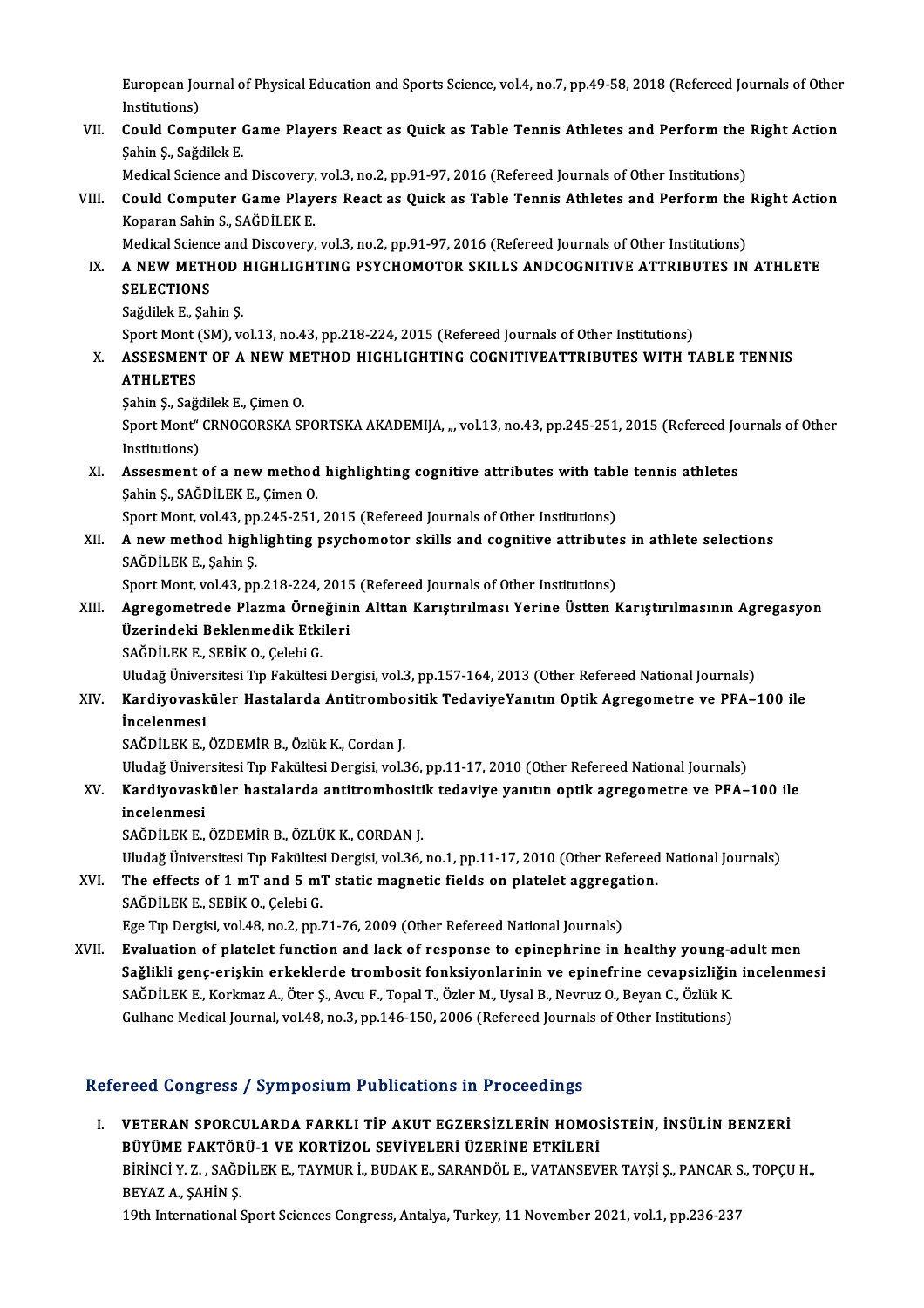European Journal of Physical Education and Sports Science, vol.4, no.7, pp.49-58, 2018 (Refereed Journals of Other Institutions)

VII. **Could Computer Game Players React as Quick as Table Tennis Athletes and Perform the Right Action**
Şahin Ş., Sağdilek E.
Medical Science and Discovery, vol.3, no.2, pp.91-97, 2016 (Refereed Journals of Other Institutions)

VIII. **Could Computer Game Players React as Quick as Table Tennis Athletes and Perform the Right Action**
Koparan Sahin S., SAĞDİLEK E.
Medical Science and Discovery, vol.3, no.2, pp.91-97, 2016 (Refereed Journals of Other Institutions)

IX. **A NEW METHOD HIGHLIGHTING PSYCHOMOTOR SKILLS ANDCOGNITIVE ATTRIBUTES IN ATHLETE SELECTIONS**
Sağdilek E., Şahin Ş.
Sport Mont (SM), vol.13, no.43, pp.218-224, 2015 (Refereed Journals of Other Institutions)

X. **ASSESMENT OF A NEW METHOD HIGHLIGHTING COGNITIVEATTRIBUTES WITH TABLE TENNIS ATHLETES**
Şahin Ş., Sağdilek E., Çimen O.
Sport Mont" CRNOGORSKA SPORTSKA AKADEMIJA, ,, vol.13, no.43, pp.245-251, 2015 (Refereed Journals of Other Institutions)

XI. **Assesment of a new method highlighting cognitive attributes with table tennis athletes**
Şahin Ş., SAĞDİLEK E., Çimen O.
Sport Mont, vol.43, pp.245-251, 2015 (Refereed Journals of Other Institutions)

XII. **A new method highlighting psychomotor skills and cognitive attributes in athlete selections**
SAĞDİLEK E., Şahin Ş.
Sport Mont, vol.43, pp.218-224, 2015 (Refereed Journals of Other Institutions)

XIII. **Agregometrede Plazma Örneğinin Alttan Karıştırılması Yerine Üstten Karıştırılmasının Agregasyon Üzerindeki Beklenmedik Etkileri**
SAĞDİLEK E., SEBİK O., Çelebi G.
Uludağ Üniversitesi Tıp Fakültesi Dergisi, vol.3, pp.157-164, 2013 (Other Refereed National Journals)

XIV. **Kardiyovasküler Hastalarda Antitrombositik TedaviyeYanıtın Optik Agregometre ve PFA–100 ile İncelenmesi**
SAĞDİLEK E., ÖZDEMİR B., Özlük K., Cordan J.
Uludağ Üniversitesi Tıp Fakültesi Dergisi, vol.36, pp.11-17, 2010 (Other Refereed National Journals)

XV. **Kardiyovasküler hastalarda antitrombositik tedaviye yanıtın optik agregometre ve PFA–100 ile incelenmesi**
SAĞDİLEK E., ÖZDEMİR B., ÖZLÜK K., CORDAN J.
Uludağ Üniversitesi Tıp Fakültesi Dergisi, vol.36, no.1, pp.11-17, 2010 (Other Refereed National Journals)

XVI. **The effects of 1 mT and 5 mT static magnetic fields on platelet aggregation.**
SAĞDİLEK E., SEBİK O., Çelebi G.
Ege Tıp Dergisi, vol.48, no.2, pp.71-76, 2009 (Other Refereed National Journals)

XVII. **Evaluation of platelet function and lack of response to epinephrine in healthy young-adult men Sağlikli genç-erişkin erkeklerde trombosit fonksiyonlarinin ve epinefrine cevapsizliğin incelenmesi**
SAĞDİLEK E., Korkmaz A., Öter Ş., Avcu F., Topal T., Özler M., Uysal B., Nevruz O., Beyan C., Özlük K.
Gulhane Medical Journal, vol.48, no.3, pp.146-150, 2006 (Refereed Journals of Other Institutions)

## Refereed Congress / Symposium Publications in Proceedings

I. **VETERAN SPORCULARDA FARKLI TİP AKUT EGZERSİZLERİN HOMOSİSTEİN, İNSÜLİN BENZERİ BÜYÜME FAKTÖRÜ-1 VE KORTİZOL SEVİYELERİ ÜZERİNE ETKİLERİ**
BİRİNCİ Y. Z. , SAĞDİLEK E., TAYMUR İ., BUDAK E., SARANDÖL E., VATANSEVER TAYŞİ Ş., PANCAR S., TOPÇU H., BEYAZ A., ŞAHİN Ş.
19th International Sport Sciences Congress, Antalya, Turkey, 11 November 2021, vol.1, pp.236-237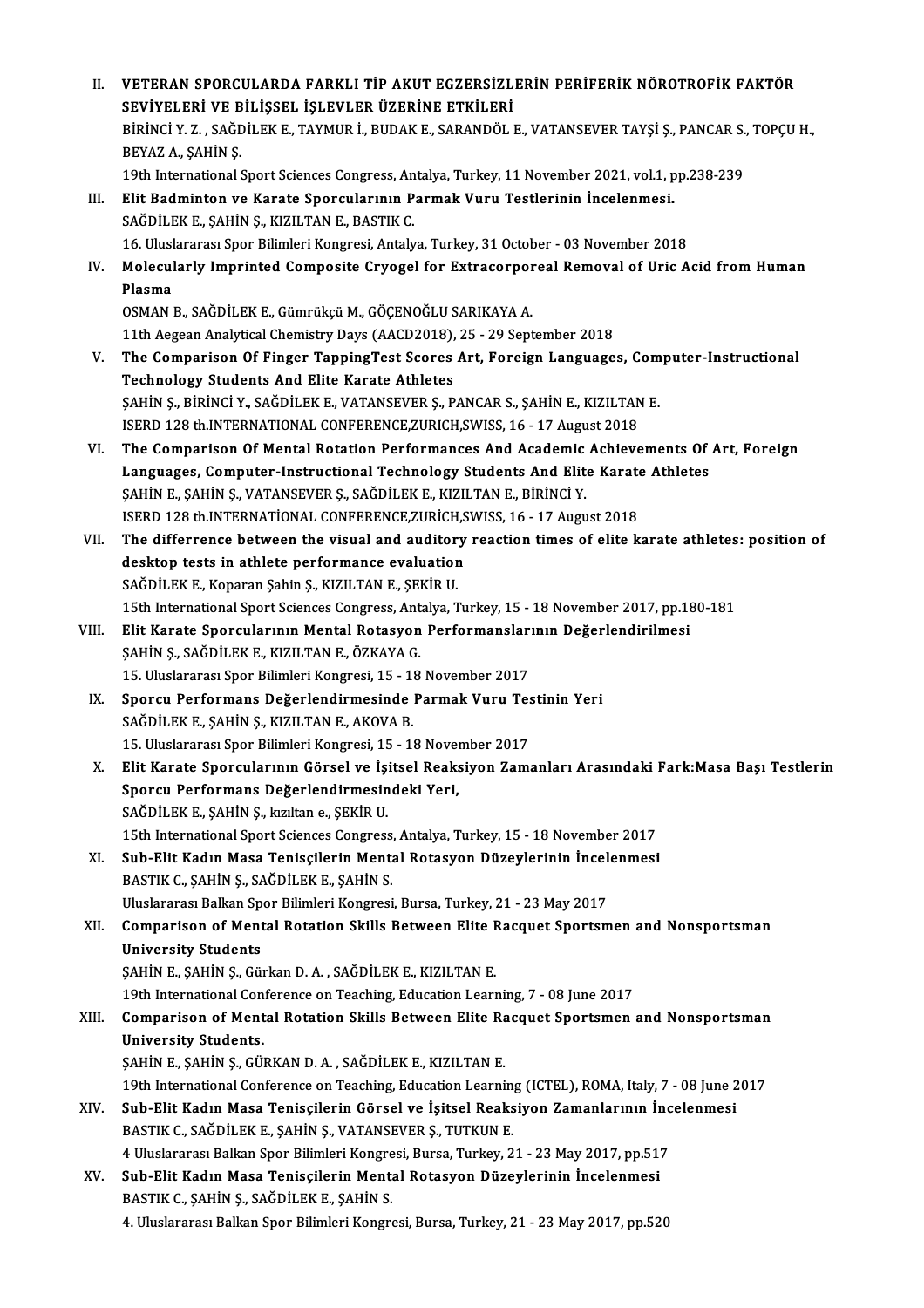II. **VETERAN SPORCULARDA FARKLI TİP AKUT EGZERSİZLERİN PERİFERİK NÖROTROFİK FAKTÖR SEVİYELERİ VE BİLİŞSEL İŞLEVLER ÜZERİNE ETKİLERİ**
BİRİNCİ Y. Z. , SAĞDİLEK E., TAYMUR İ., BUDAK E., SARANDÖL E., VATANSEVER TAYŞİ Ş., PANCAR S., TOPÇU H., BEYAZ A., ŞAHİN Ş.
19th International Sport Sciences Congress, Antalya, Turkey, 11 November 2021, vol.1, pp.238-239

III. **Elit Badminton ve Karate Sporcularının Parmak Vuru Testlerinin İncelenmesi.**
SAĞDİLEK E., ŞAHİN Ş., KIZILTAN E., BASTIK C.
16. Uluslararası Spor Bilimleri Kongresi, Antalya, Turkey, 31 October - 03 November 2018

IV. **Molecularly Imprinted Composite Cryogel for Extracorporeal Removal of Uric Acid from Human Plasma**
OSMAN B., SAĞDİLEK E., Gümrükçü M., GÖÇENOĞLU SARIKAYA A.
11th Aegean Analytical Chemistry Days (AACD2018), 25 - 29 September 2018

V. **The Comparison Of Finger TappingTest Scores Art, Foreign Languages, Computer-Instructional Technology Students And Elite Karate Athletes**
ŞAHİN Ş., BİRİNCİ Y., SAĞDİLEK E., VATANSEVER Ş., PANCAR S., ŞAHİN E., KIZILTAN E.
ISERD 128 th.INTERNATIONAL CONFERENCE,ZURICH,SWISS, 16 - 17 August 2018

VI. **The Comparison Of Mental Rotation Performances And Academic Achievements Of Art, Foreign Languages, Computer-Instructional Technology Students And Elite Karate Athletes**
ŞAHİN E., ŞAHİN Ş., VATANSEVER Ş., SAĞDİLEK E., KIZILTAN E., BİRİNCİ Y.
ISERD 128 th.INTERNATİONAL CONFERENCE,ZURİCH,SWISS, 16 - 17 August 2018

VII. **The differrence between the visual and auditory reaction times of elite karate athletes: position of desktop tests in athlete performance evaluation**
SAĞDİLEK E., Koparan Şahin Ş., KIZILTAN E., ŞEKİR U.
15th International Sport Sciences Congress, Antalya, Turkey, 15 - 18 November 2017, pp.180-181

VIII. **Elit Karate Sporcularının Mental Rotasyon Performanslarının Değerlendirilmesi**
ŞAHİN Ş., SAĞDİLEK E., KIZILTAN E., ÖZKAYA G.
15. Uluslararası Spor Bilimleri Kongresi, 15 - 18 November 2017

IX. **Sporcu Performans Değerlendirmesinde Parmak Vuru Testinin Yeri**
SAĞDİLEK E., ŞAHİN Ş., KIZILTAN E., AKOVA B.
15. Uluslararası Spor Bilimleri Kongresi, 15 - 18 November 2017

X. **Elit Karate Sporcularının Görsel ve İşitsel Reaksiyon Zamanları Arasındaki Fark:Masa Başı Testlerin Sporcu Performans Değerlendirmesindeki Yeri,**
SAĞDİLEK E., ŞAHİN Ş., kızıltan e., ŞEKİR U.
15th International Sport Sciences Congress, Antalya, Turkey, 15 - 18 November 2017

XI. **Sub-Elit Kadın Masa Tenisçilerin Mental Rotasyon Düzeylerinin İncelenmesi**
BASTIK C., ŞAHİN Ş., SAĞDİLEK E., ŞAHİN S.
Uluslararası Balkan Spor Bilimleri Kongresi, Bursa, Turkey, 21 - 23 May 2017

XII. **Comparison of Mental Rotation Skills Between Elite Racquet Sportsmen and Nonsportsman University Students**
ŞAHİN E., ŞAHİN Ş., Gürkan D. A. , SAĞDİLEK E., KIZILTAN E.
19th International Conference on Teaching, Education Learning, 7 - 08 June 2017

XIII. **Comparison of Mental Rotation Skills Between Elite Racquet Sportsmen and Nonsportsman University Students.**
ŞAHİN E., ŞAHİN Ş., GÜRKAN D. A. , SAĞDİLEK E., KIZILTAN E.
19th International Conference on Teaching, Education Learning (ICTEL), ROMA, Italy, 7 - 08 June 2017

XIV. **Sub-Elit Kadın Masa Tenisçilerin Görsel ve İşitsel Reaksiyon Zamanlarının İncelenmesi**
BASTIK C., SAĞDİLEK E., ŞAHİN Ş., VATANSEVER Ş., TUTKUN E.
4 Uluslararası Balkan Spor Bilimleri Kongresi, Bursa, Turkey, 21 - 23 May 2017, pp.517

XV. **Sub-Elit Kadın Masa Tenisçilerin Mental Rotasyon Düzeylerinin İncelenmesi**
BASTIK C., ŞAHİN Ş., SAĞDİLEK E., ŞAHİN S.
4. Uluslararası Balkan Spor Bilimleri Kongresi, Bursa, Turkey, 21 - 23 May 2017, pp.520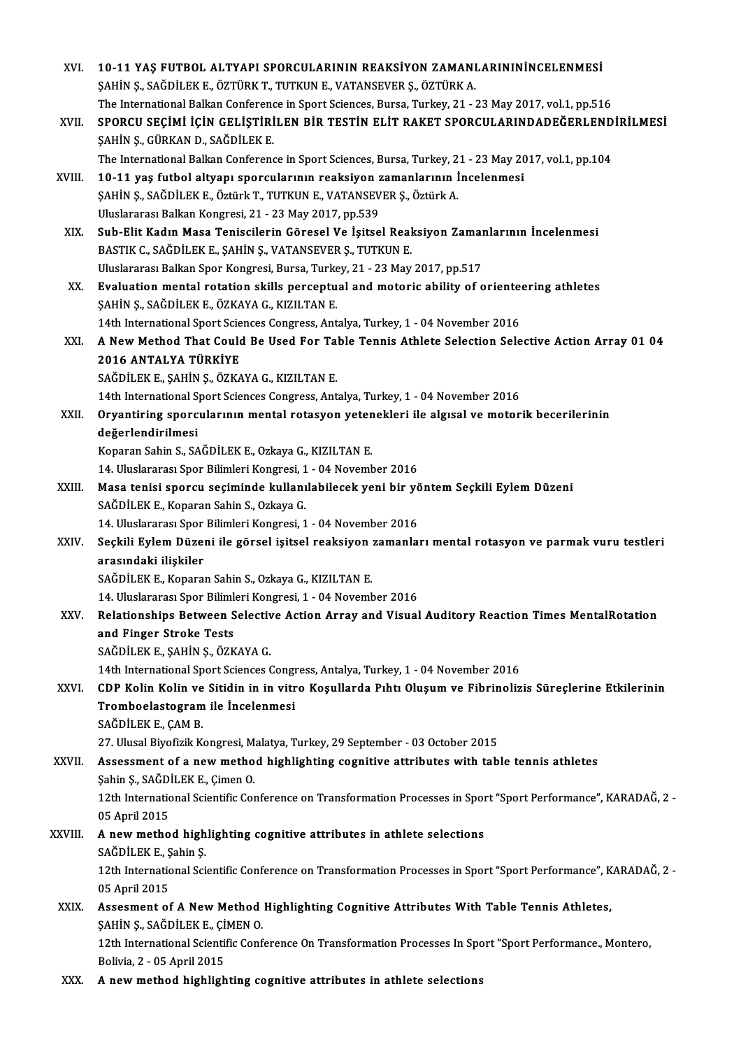XVI. **10-11 YAŞ FUTBOL ALTYAPI SPORCULARININ REAKSİYON ZAMANLARINININİNCELENMESİ**
ŞAHİN Ş., SAĞDİLEK E., ÖZTÜRK T., TUTKUN E., VATANSEVER Ş., ÖZTÜRK A.
The International Balkan Conference in Sport Sciences, Bursa, Turkey, 21 - 23 May 2017, vol.1, pp.516

XVII. **SPORCU SEÇİMİ İÇİN GELİŞTİRİLEN BİR TESTİN ELİT RAKET SPORCULARINDADEĞERLENDİRİLMESİ**
ŞAHİN Ş., GÜRKAN D., SAĞDİLEK E.
The International Balkan Conference in Sport Sciences, Bursa, Turkey, 21 - 23 May 2017, vol.1, pp.104

XVIII. **10-11 yaş futbol altyapı sporcularının reaksiyon zamanlarının İncelenmesi**
ŞAHİN Ş., SAĞDİLEK E., Öztürk T., TUTKUN E., VATANSEVER Ş., Öztürk A.
Uluslararası Balkan Kongresi, 21 - 23 May 2017, pp.539

XIX. **Sub-Elit Kadın Masa Teniscilerin Göresel Ve İşitsel Reaksiyon Zamanlarının İncelenmesi**
BASTIK C., SAĞDİLEK E., ŞAHİN Ş., VATANSEVER Ş., TUTKUN E.
Uluslararası Balkan Spor Kongresi, Bursa, Turkey, 21 - 23 May 2017, pp.517

XX. **Evaluation mental rotation skills perceptual and motoric ability of orienteering athletes**
ŞAHİN Ş., SAĞDİLEK E., ÖZKAYA G., KIZILTAN E.
14th International Sport Sciences Congress, Antalya, Turkey, 1 - 04 November 2016

XXI. **A New Method That Could Be Used For Table Tennis Athlete Selection Selective Action Array 01 04 2016 ANTALYA TÜRKİYE**
SAĞDİLEK E., ŞAHİN Ş., ÖZKAYA G., KIZILTAN E.
14th International Sport Sciences Congress, Antalya, Turkey, 1 - 04 November 2016

XXII. **Oryantiring sporcularının mental rotasyon yetenekleri ile algısal ve motorik becerilerinin değerlendirilmesi**
Koparan Sahin S., SAĞDİLEK E., Ozkaya G., KIZILTAN E.
14. Uluslararası Spor Bilimleri Kongresi, 1 - 04 November 2016

XXIII. **Masa tenisi sporcu seçiminde kullanılabilecek yeni bir yöntem Seçkili Eylem Düzeni**
SAĞDİLEK E., Koparan Sahin S., Ozkaya G.
14. Uluslararası Spor Bilimleri Kongresi, 1 - 04 November 2016

XXIV. **Seçkili Eylem Düzeni ile görsel işitsel reaksiyon zamanları mental rotasyon ve parmak vuru testleri arasındaki ilişkiler**
SAĞDİLEK E., Koparan Sahin S., Ozkaya G., KIZILTAN E.
14. Uluslararası Spor Bilimleri Kongresi, 1 - 04 November 2016

XXV. **Relationships Between Selective Action Array and Visual Auditory Reaction Times MentalRotation and Finger Stroke Tests**
SAĞDİLEK E., ŞAHİN Ş., ÖZKAYA G.
14th International Sport Sciences Congress, Antalya, Turkey, 1 - 04 November 2016

XXVI. **CDP Kolin Kolin ve Sitidin in in vitro Koşullarda Pıhtı Oluşum ve Fibrinolizis Süreçlerine Etkilerinin Tromboelastogram ile İncelenmesi**
SAĞDİLEK E., ÇAM B.
27. Ulusal Biyofizik Kongresi, Malatya, Turkey, 29 September - 03 October 2015

XXVII. **Assessment of a new method highlighting cognitive attributes with table tennis athletes**
Şahin Ş., SAĞDİLEK E., Çimen O.
12th International Scientific Conference on Transformation Processes in Sport "Sport Performance", KARADAĞ, 2 - 05 April 2015

XXVIII. **A new method highlighting cognitive attributes in athlete selections**
SAĞDİLEK E., Şahin Ş.
12th International Scientific Conference on Transformation Processes in Sport "Sport Performance", KARADAĞ, 2 - 05 April 2015

XXIX. **Assesment of A New Method Highlighting Cognitive Attributes With Table Tennis Athletes,**
ŞAHİN Ş., SAĞDİLEK E., ÇİMEN O.
12th International Scientific Conference On Transformation Processes In Sport "Sport Performance., Montero, Bolivia, 2 - 05 April 2015

XXX. **A new method highlighting cognitive attributes in athlete selections**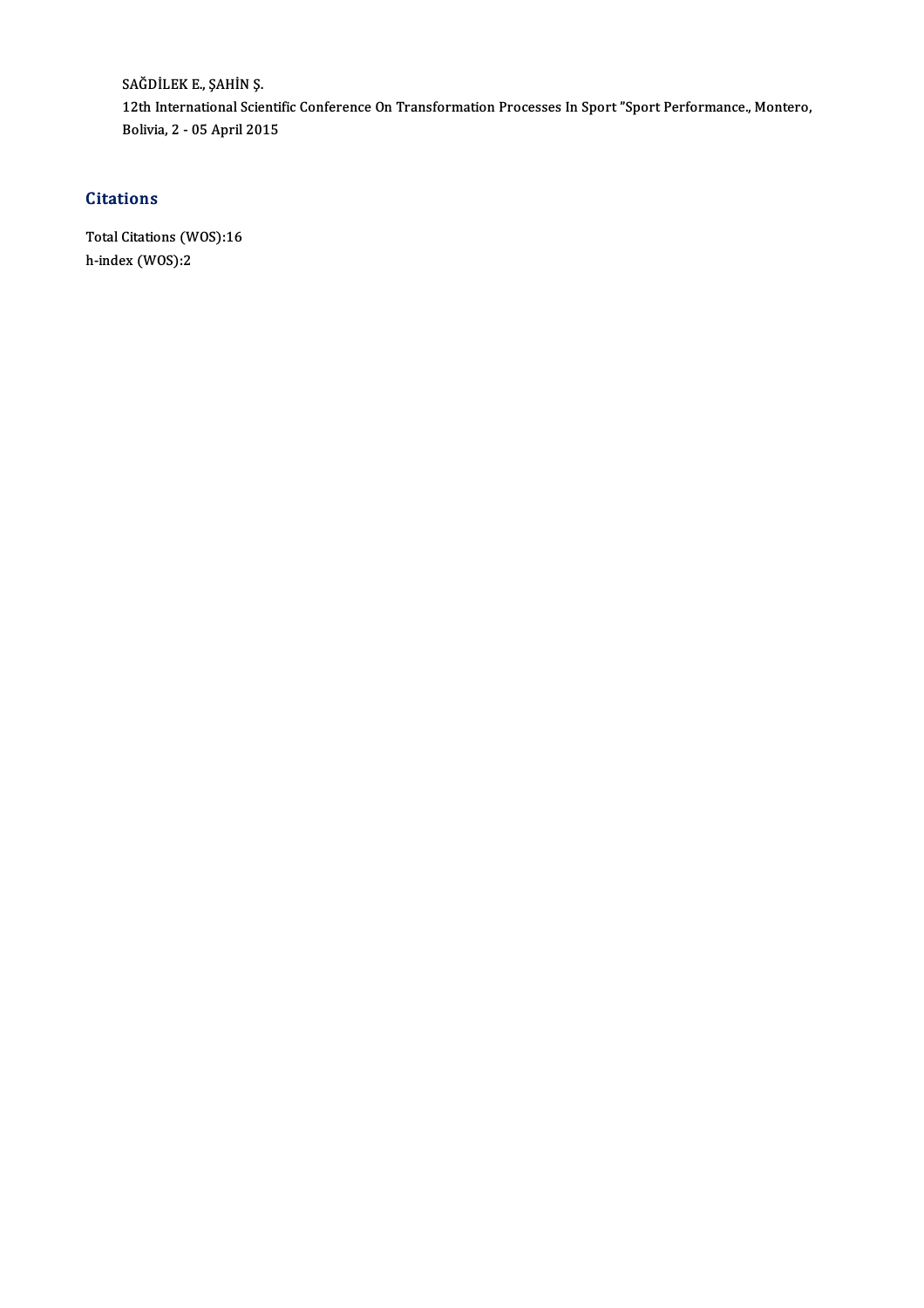SAĞDİLEK E., ŞAHİN Ş.
12th International Scientific Conference On Transformation Processes In Sport "Sport Performance., Montero, Bolivia, 2 - 05 April 2015

## Citations

Total Citations (WOS):16
h-index (WOS):2